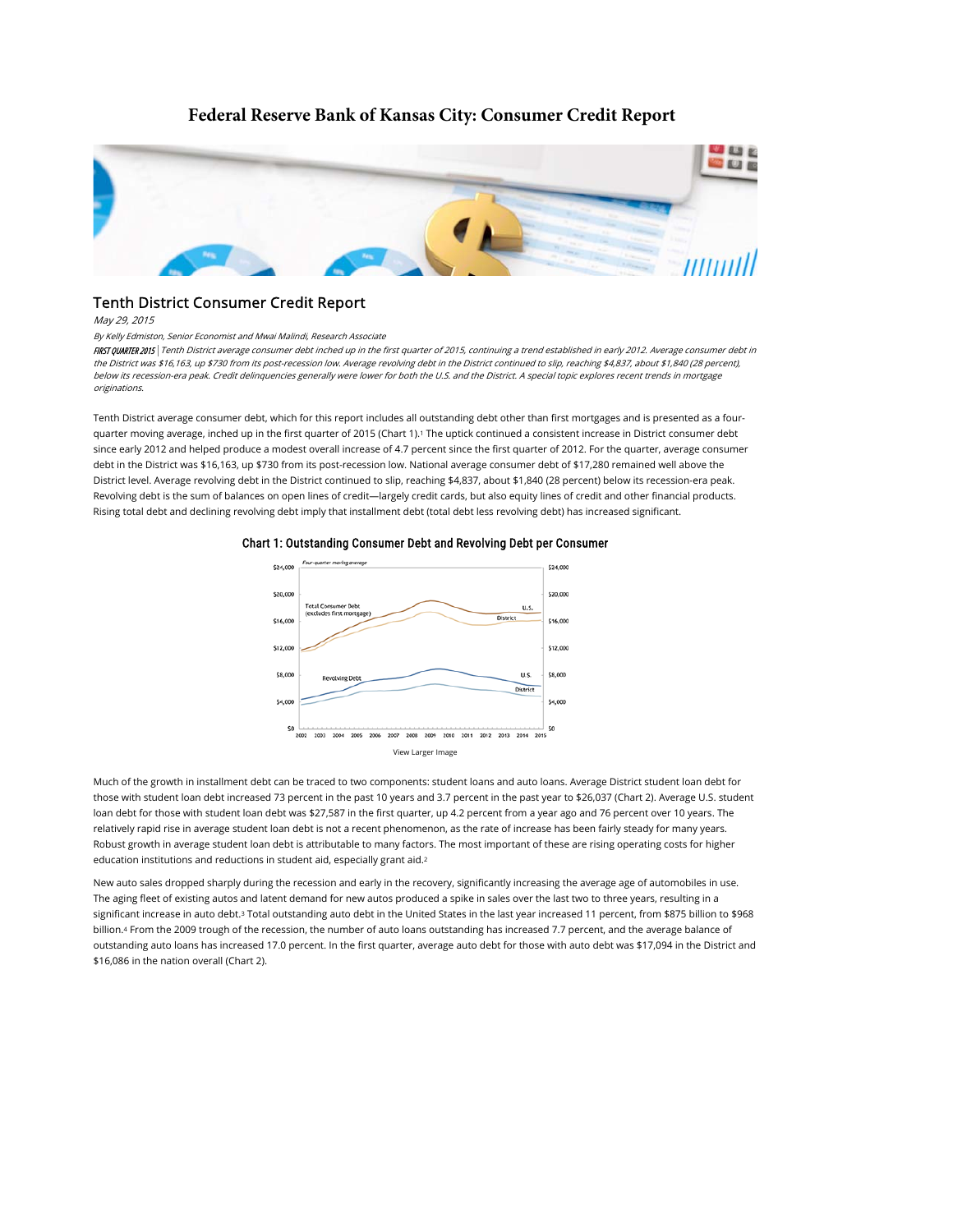# Federal Reserve Bank of Kansas City: Consumer Credit Report

## Tenth District Consumer Credit Report

*May 29, 2015*

*By Kelly Edmiston, Senior Economist and Mwai Malindi, Research Associate*

*FIRST QUARTER 2015 | Tenth District average consumer debt inched up in the first quarter of 2015, continuing a trend established in early 2012. Average consumer debt in the District was $16,163, up $730 from its post-recession low. Average revolving debt in the District continued to slip, reaching $4,837, about $1,840 (28 percent), below its recession-era peak. Credit delinquencies generally were lower for both the U.S. and the District. A special topic explores recent trends in mortgage originations.*

Tenth District average consumer debt, which for this report includes all outstanding debt other than first mortgages and is presented as a four-quarter moving average, inched up in the first quarter of 2015 (Chart 1).[1] The uptick continued a consistent increase in District consumer debt since early 2012 and helped produce a modest overall increase of 4.7 percent since the first quarter of 2012. For the quarter, average consumer debt in the District was $16,163, up $730 from its post-recession low. National average consumer debt of $17,280 remained well above the District level. Average revolving debt in the District continued to slip, reaching $4,837, about $1,840 (28 percent) below its recession-era peak. Revolving debt is the sum of balances on open lines of credit—largely credit cards, but also equity lines of credit and other financial products. Rising total debt and declining revolving debt imply that installment debt (total debt less revolving debt) has increased significant.

**Chart 1: Outstanding Consumer Debt and Revolving Debt per Consumer**

View Larger Image

Much of the growth in installment debt can be traced to two components: student loans and auto loans. Average District student loan debt for those with student loan debt increased 73 percent in the past 10 years and 3.7 percent in the past year to $26,037 (Chart 2). Average U.S. student loan debt for those with student loan debt was $27,587 in the first quarter, up 4.2 percent from a year ago and 76 percent over 10 years. The relatively rapid rise in average student loan debt is not a recent phenomenon, as the rate of increase has been fairly steady for many years. Robust growth in average student loan debt is attributable to many factors. The most important of these are rising operating costs for higher education institutions and reductions in student aid, especially grant aid.[2]

New auto sales dropped sharply during the recession and early in the recovery, significantly increasing the average age of automobiles in use. The aging fleet of existing autos and latent demand for new autos produced a spike in sales over the last two to three years, resulting in a significant increase in auto debt.[3] Total outstanding auto debt in the United States in the last year increased 11 percent, from $875 billion to $968 billion.[4] From the 2009 trough of the recession, the number of auto loans outstanding has increased 7.7 percent, and the average balance of outstanding auto loans has increased 17.0 percent. In the first quarter, average auto debt for those with auto debt was $17,094 in the District and $16,086 in the nation overall (Chart 2).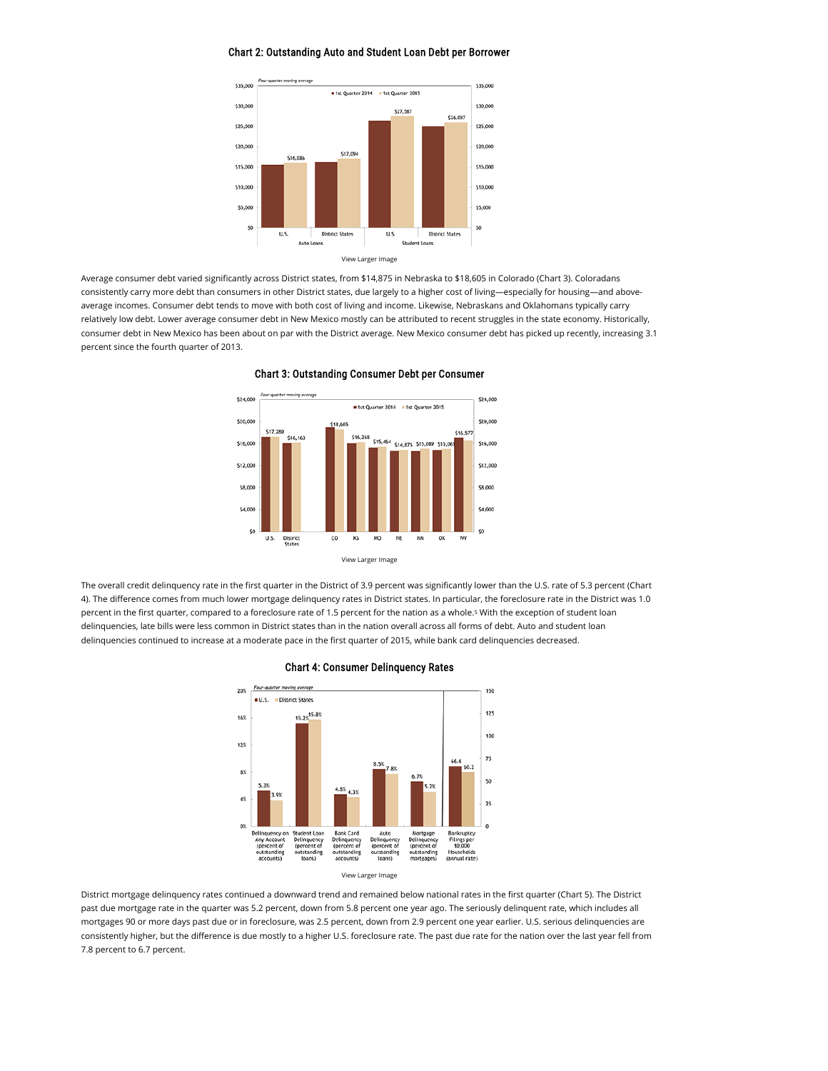### Chart 2: Outstanding Auto and Student Loan Debt per Borrower

View Larger Image

Average consumer debt varied significantly across District states, from $14,875 in Nebraska to $18,605 in Colorado (Chart 3). Coloradans consistently carry more debt than consumers in other District states, due largely to a higher cost of living—especially for housing—and above-average incomes. Consumer debt tends to move with both cost of living and income. Likewise, Nebraskans and Oklahomans typically carry relatively low debt. Lower average consumer debt in New Mexico mostly can be attributed to recent struggles in the state economy. Historically, consumer debt in New Mexico has been about on par with the District average. New Mexico consumer debt has picked up recently, increasing 3.1 percent since the fourth quarter of 2013.

### Chart 3: Outstanding Consumer Debt per Consumer

View Larger Image

The overall credit delinquency rate in the first quarter in the District of 3.9 percent was significantly lower than the U.S. rate of 5.3 percent (Chart 4). The difference comes from much lower mortgage delinquency rates in District states. In particular, the foreclosure rate in the District was 1.0 percent in the first quarter, compared to a foreclosure rate of 1.5 percent for the nation as a whole.[5] With the exception of student loan delinquencies, late bills were less common in District states than in the nation overall across all forms of debt. Auto and student loan delinquencies continued to increase at a moderate pace in the first quarter of 2015, while bank card delinquencies decreased.

### Chart 4: Consumer Delinquency Rates

View Larger Image

District mortgage delinquency rates continued a downward trend and remained below national rates in the first quarter (Chart 5). The District past due mortgage rate in the quarter was 5.2 percent, down from 5.8 percent one year ago. The seriously delinquent rate, which includes all mortgages 90 or more days past due or in foreclosure, was 2.5 percent, down from 2.9 percent one year earlier. U.S. serious delinquencies are consistently higher, but the difference is due mostly to a higher U.S. foreclosure rate. The past due rate for the nation over the last year fell from 7.8 percent to 6.7 percent.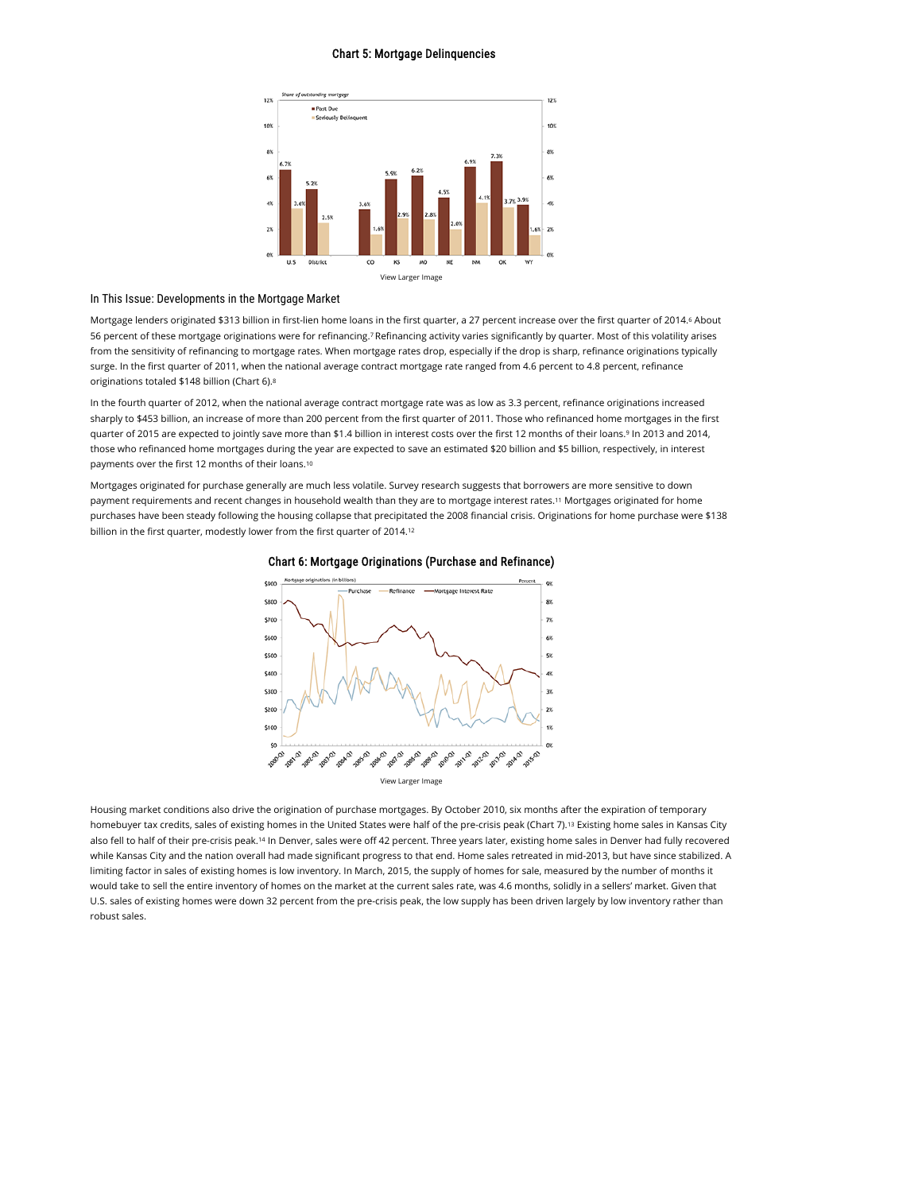### Chart 5: Mortgage Delinquencies

View Larger Image

### In This Issue: Developments in the Mortgage Market

Mortgage lenders originated $313 billion in first-lien home loans in the first quarter, a 27 percent increase over the first quarter of 2014.[6] About 56 percent of these mortgage originations were for refinancing.[7] Refinancing activity varies significantly by quarter. Most of this volatility arises from the sensitivity of refinancing to mortgage rates. When mortgage rates drop, especially if the drop is sharp, refinance originations typically surge. In the first quarter of 2011, when the national average contract mortgage rate ranged from 4.6 percent to 4.8 percent, refinance originations totaled $148 billion (Chart 6).[8]

In the fourth quarter of 2012, when the national average contract mortgage rate was as low as 3.3 percent, refinance originations increased sharply to $453 billion, an increase of more than 200 percent from the first quarter of 2011. Those who refinanced home mortgages in the first quarter of 2015 are expected to jointly save more than $1.4 billion in interest costs over the first 12 months of their loans.[9] In 2013 and 2014, those who refinanced home mortgages during the year are expected to save an estimated $20 billion and $5 billion, respectively, in interest payments over the first 12 months of their loans.[10]

Mortgages originated for purchase generally are much less volatile. Survey research suggests that borrowers are more sensitive to down payment requirements and recent changes in household wealth than they are to mortgage interest rates.[11] Mortgages originated for home purchases have been steady following the housing collapse that precipitated the 2008 financial crisis. Originations for home purchase were $138 billion in the first quarter, modestly lower from the first quarter of 2014.[12]

### Chart 6: Mortgage Originations (Purchase and Refinance)

View Larger Image

Housing market conditions also drive the origination of purchase mortgages. By October 2010, six months after the expiration of temporary homebuyer tax credits, sales of existing homes in the United States were half of the pre-crisis peak (Chart 7).[13] Existing home sales in Kansas City also fell to half of their pre-crisis peak.[14] In Denver, sales were off 42 percent. Three years later, existing home sales in Denver had fully recovered while Kansas City and the nation overall had made significant progress to that end. Home sales retreated in mid-2013, but have since stabilized. A limiting factor in sales of existing homes is low inventory. In March, 2015, the supply of homes for sale, measured by the number of months it would take to sell the entire inventory of homes on the market at the current sales rate, was 4.6 months, solidly in a sellers' market. Given that U.S. sales of existing homes were down 32 percent from the pre-crisis peak, the low supply has been driven largely by low inventory rather than robust sales.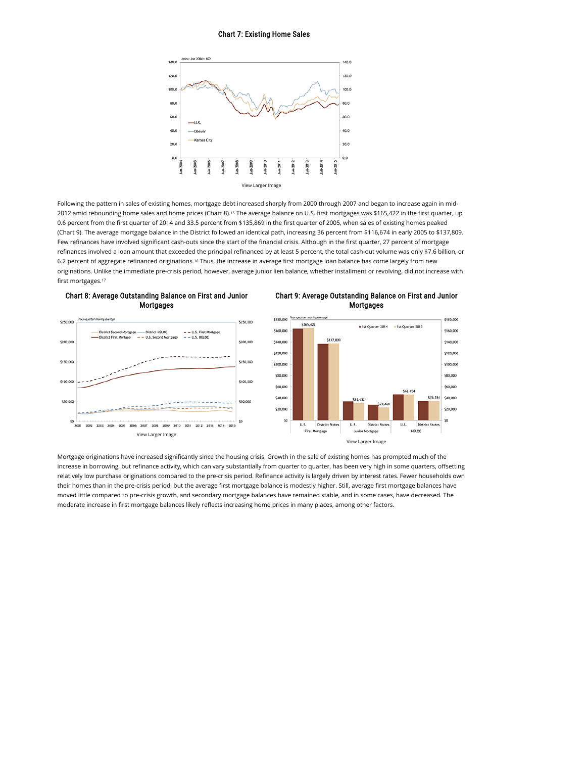### Chart 7: Existing Home Sales

View Larger Image

Following the pattern in sales of existing homes, mortgage debt increased sharply from 2000 through 2007 and began to increase again in mid-2012 amid rebounding home sales and home prices (Chart 8).[15] The average balance on U.S. first mortgages was $165,422 in the first quarter, up 0.6 percent from the first quarter of 2014 and 33.5 percent from $135,869 in the first quarter of 2005, when sales of existing homes peaked (Chart 9). The average mortgage balance in the District followed an identical path, increasing 36 percent from $116,674 in early 2005 to $137,809. Few refinances have involved significant cash-outs since the start of the financial crisis. Although in the first quarter, 27 percent of mortgage refinances involved a loan amount that exceeded the principal refinanced by at least 5 percent, the total cash-out volume was only $7.6 billion, or 6.2 percent of aggregate refinanced originations.[16] Thus, the increase in average first mortgage loan balance has come largely from new originations. Unlike the immediate pre-crisis period, however, average junior lien balance, whether installment or revolving, did not increase with first mortgages.[17]

### Chart 8: Average Outstanding Balance on First and Junior Mortgages

View Larger Image

### Chart 9: Average Outstanding Balance on First and Junior Mortgages

View Larger Image

Mortgage originations have increased significantly since the housing crisis. Growth in the sale of existing homes has prompted much of the increase in borrowing, but refinance activity, which can vary substantially from quarter to quarter, has been very high in some quarters, offsetting relatively low purchase originations compared to the pre-crisis period. Refinance activity is largely driven by interest rates. Fewer households own their homes than in the pre-crisis period, but the average first mortgage balance is modestly higher. Still, average first mortgage balances have moved little compared to pre-crisis growth, and secondary mortgage balances have remained stable, and in some cases, have decreased. The moderate increase in first mortgage balances likely reflects increasing home prices in many places, among other factors.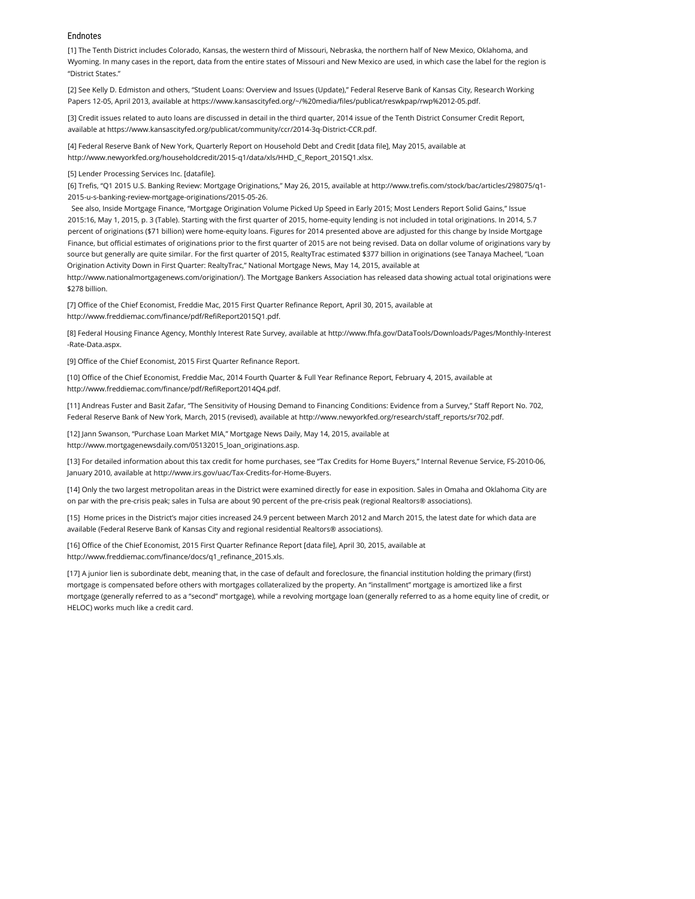## Endnotes

[1] The Tenth District includes Colorado, Kansas, the western third of Missouri, Nebraska, the northern half of New Mexico, Oklahoma, and Wyoming. In many cases in the report, data from the entire states of Missouri and New Mexico are used, in which case the label for the region is "District States."

[2] See Kelly D. Edmiston and others, "Student Loans: Overview and Issues (Update)," Federal Reserve Bank of Kansas City, Research Working Papers 12-05, April 2013, available at https://www.kansascityfed.org/~/%20media/files/publicat/reswkpap/rwp%2012-05.pdf.

[3] Credit issues related to auto loans are discussed in detail in the third quarter, 2014 issue of the Tenth District Consumer Credit Report, available at https://www.kansascityfed.org/publicat/community/ccr/2014-3q-District-CCR.pdf.

[4] Federal Reserve Bank of New York, Quarterly Report on Household Debt and Credit [data file], May 2015, available at http://www.newyorkfed.org/householdcredit/2015-q1/data/xls/HHD_C_Report_2015Q1.xlsx.

[5] Lender Processing Services Inc. [datafile].

[6] Trefis, "Q1 2015 U.S. Banking Review: Mortgage Originations," May 26, 2015, available at http://www.trefis.com/stock/bac/articles/298075/q1-2015-u-s-banking-review-mortgage-originations/2015-05-26.

See also, Inside Mortgage Finance, "Mortgage Origination Volume Picked Up Speed in Early 2015; Most Lenders Report Solid Gains," Issue 2015:16, May 1, 2015, p. 3 (Table). Starting with the first quarter of 2015, home-equity lending is not included in total originations. In 2014, 5.7 percent of originations ($71 billion) were home-equity loans. Figures for 2014 presented above are adjusted for this change by Inside Mortgage Finance, but official estimates of originations prior to the first quarter of 2015 are not being revised. Data on dollar volume of originations vary by source but generally are quite similar. For the first quarter of 2015, RealtyTrac estimated $377 billion in originations (see Tanaya Macheel, "Loan Origination Activity Down in First Quarter: RealtyTrac," National Mortgage News, May 14, 2015, available at http://www.nationalmortgagenews.com/origination/). The Mortgage Bankers Association has released data showing actual total originations were $278 billion.

[7] Office of the Chief Economist, Freddie Mac, 2015 First Quarter Refinance Report, April 30, 2015, available at http://www.freddiemac.com/finance/pdf/RefiReport2015Q1.pdf.

[8] Federal Housing Finance Agency, Monthly Interest Rate Survey, available at http://www.fhfa.gov/DataTools/Downloads/Pages/Monthly-Interest-Rate-Data.aspx.

[9] Office of the Chief Economist, 2015 First Quarter Refinance Report.

[10] Office of the Chief Economist, Freddie Mac, 2014 Fourth Quarter & Full Year Refinance Report, February 4, 2015, available at http://www.freddiemac.com/finance/pdf/RefiReport2014Q4.pdf.

[11] Andreas Fuster and Basit Zafar, "The Sensitivity of Housing Demand to Financing Conditions: Evidence from a Survey," Staff Report No. 702, Federal Reserve Bank of New York, March, 2015 (revised), available at http://www.newyorkfed.org/research/staff_reports/sr702.pdf.

[12] Jann Swanson, "Purchase Loan Market MIA," Mortgage News Daily, May 14, 2015, available at http://www.mortgagenewsdaily.com/05132015_loan_originations.asp.

[13] For detailed information about this tax credit for home purchases, see "Tax Credits for Home Buyers," Internal Revenue Service, FS-2010-06, January 2010, available at http://www.irs.gov/uac/Tax-Credits-for-Home-Buyers.

[14] Only the two largest metropolitan areas in the District were examined directly for ease in exposition. Sales in Omaha and Oklahoma City are on par with the pre-crisis peak; sales in Tulsa are about 90 percent of the pre-crisis peak (regional Realtors® associations).

[15] Home prices in the District's major cities increased 24.9 percent between March 2012 and March 2015, the latest date for which data are available (Federal Reserve Bank of Kansas City and regional residential Realtors® associations).

[16] Office of the Chief Economist, 2015 First Quarter Refinance Report [data file], April 30, 2015, available at http://www.freddiemac.com/finance/docs/q1_refinance_2015.xls.

[17] A junior lien is subordinate debt, meaning that, in the case of default and foreclosure, the financial institution holding the primary (first) mortgage is compensated before others with mortgages collateralized by the property. An "installment" mortgage is amortized like a first mortgage (generally referred to as a "second" mortgage), while a revolving mortgage loan (generally referred to as a home equity line of credit, or HELOC) works much like a credit card.